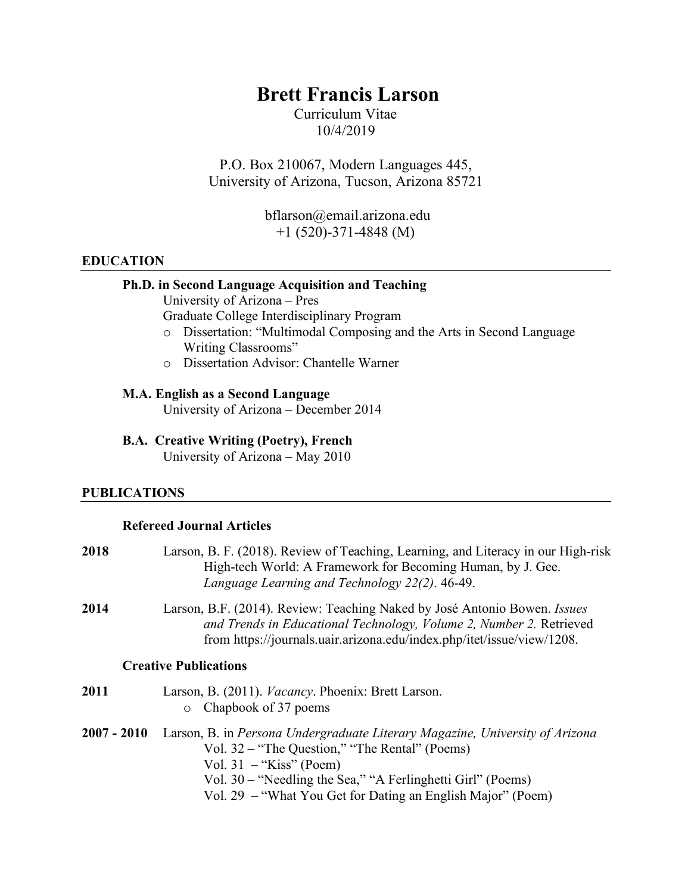# Brett Francis Larson

Curriculum Vitae
10/4/2019

P.O. Box 210067, Modern Languages 445,
University of Arizona, Tucson, Arizona 85721

bflarson@email.arizona.edu
+1 (520)-371-4848 (M)

## EDUCATION

**Ph.D. in Second Language Acquisition and Teaching**
University of Arizona – Pres
Graduate College Interdisciplinary Program

- Dissertation: "Multimodal Composing and the Arts in Second Language Writing Classrooms"
- Dissertation Advisor: Chantelle Warner

**M.A. English as a Second Language**
University of Arizona – December 2014

**B.A. Creative Writing (Poetry), French**
University of Arizona – May 2010

## PUBLICATIONS

### Refereed Journal Articles

**2018** Larson, B. F. (2018). Review of Teaching, Learning, and Literacy in our High-risk High-tech World: A Framework for Becoming Human, by J. Gee. *Language Learning and Technology 22(2)*. 46-49.

**2014** Larson, B.F. (2014). Review: Teaching Naked by José Antonio Bowen. *Issues and Trends in Educational Technology, Volume 2, Number 2.* Retrieved from https://journals.uair.arizona.edu/index.php/itet/issue/view/1208.

### Creative Publications

**2011** Larson, B. (2011). *Vacancy*. Phoenix: Brett Larson.

- Chapbook of 37 poems

**2007 - 2010** Larson, B. in *Persona Undergraduate Literary Magazine, University of Arizona*

Vol. 32 – "The Question," "The Rental" (Poems)
Vol. 31 – "Kiss" (Poem)
Vol. 30 – "Needling the Sea," "A Ferlinghetti Girl" (Poems)
Vol. 29 – "What You Get for Dating an English Major" (Poem)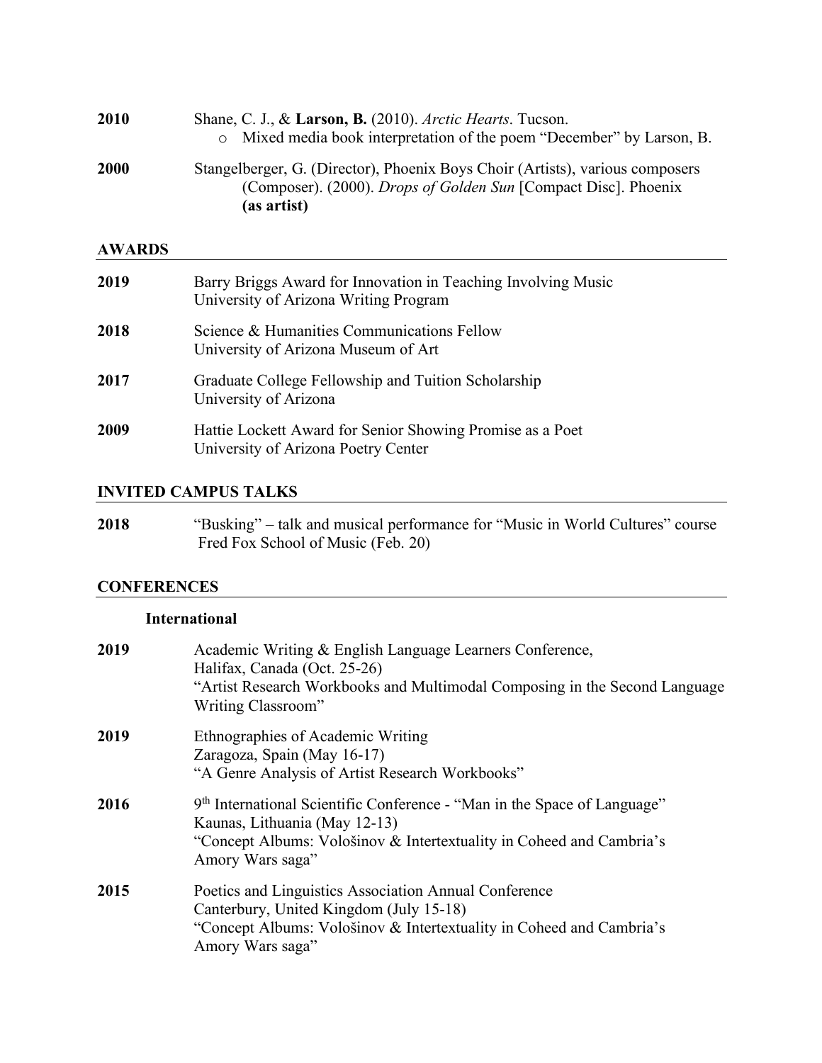**2010** Shane, C. J., & **Larson, B.** (2010). *Arctic Hearts*. Tucson.

- Mixed media book interpretation of the poem "December" by Larson, B.

**2000** Stangelberger, G. (Director), Phoenix Boys Choir (Artists), various composers (Composer). (2000). *Drops of Golden Sun* [Compact Disc]. Phoenix **(as artist)**

## AWARDS

**2019** Barry Briggs Award for Innovation in Teaching Involving Music
University of Arizona Writing Program

**2018** Science & Humanities Communications Fellow
University of Arizona Museum of Art

**2017** Graduate College Fellowship and Tuition Scholarship
University of Arizona

**2009** Hattie Lockett Award for Senior Showing Promise as a Poet
University of Arizona Poetry Center

## INVITED CAMPUS TALKS

**2018** "Busking" – talk and musical performance for "Music in World Cultures" course
Fred Fox School of Music (Feb. 20)

## CONFERENCES

### International

**2019** Academic Writing & English Language Learners Conference,
Halifax, Canada (Oct. 25-26)
"Artist Research Workbooks and Multimodal Composing in the Second Language Writing Classroom"

**2019** Ethnographies of Academic Writing
Zaragoza, Spain (May 16-17)
"A Genre Analysis of Artist Research Workbooks"

**2016** 9th International Scientific Conference - "Man in the Space of Language"
Kaunas, Lithuania (May 12-13)
"Concept Albums: Vološinov & Intertextuality in Coheed and Cambria's Amory Wars saga"

**2015** Poetics and Linguistics Association Annual Conference
Canterbury, United Kingdom (July 15-18)
"Concept Albums: Vološinov & Intertextuality in Coheed and Cambria's Amory Wars saga"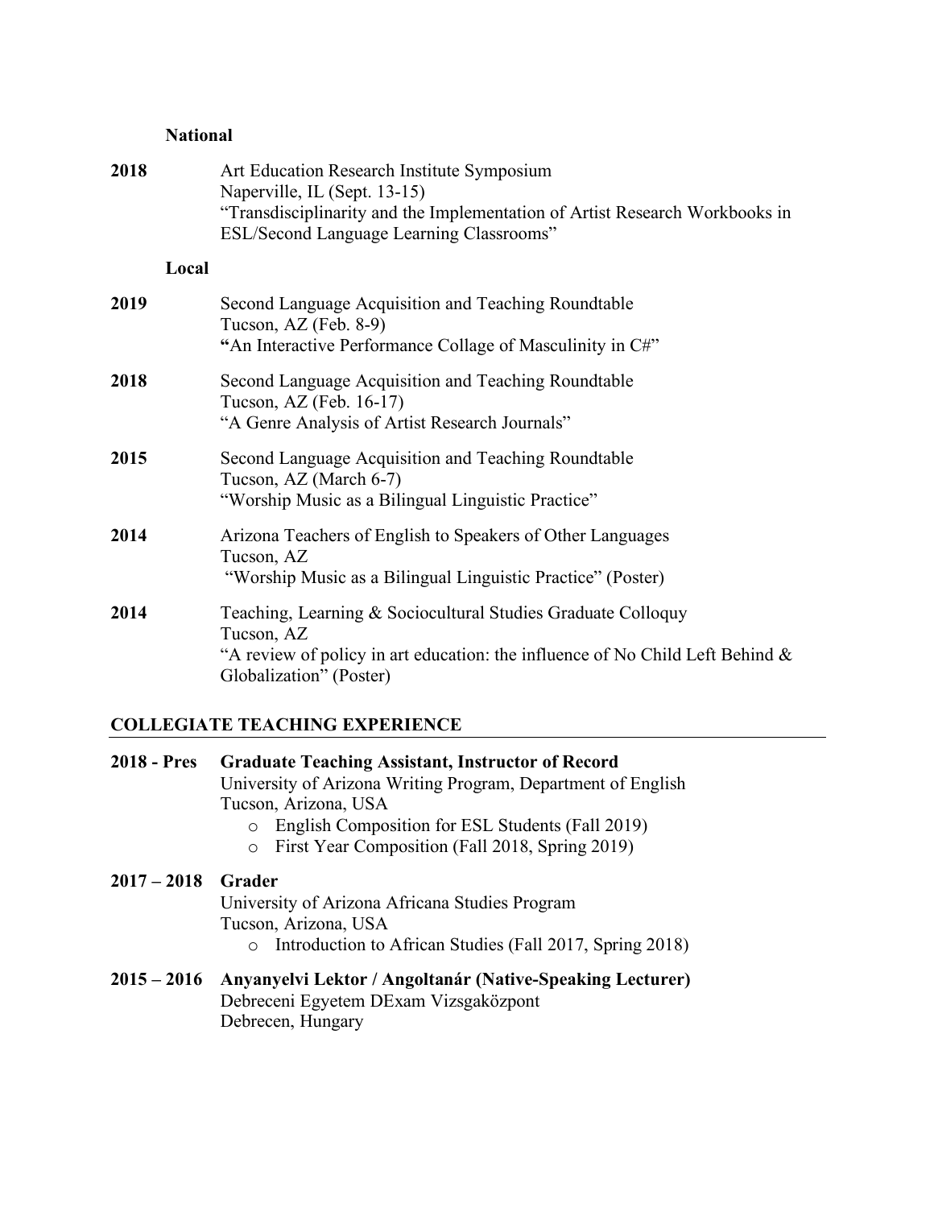**National**

**2018** Art Education Research Institute Symposium
Naperville, IL (Sept. 13-15)
"Transdisciplinarity and the Implementation of Artist Research Workbooks in ESL/Second Language Learning Classrooms"

**Local**

**2019** Second Language Acquisition and Teaching Roundtable
Tucson, AZ (Feb. 8-9)
**"**An Interactive Performance Collage of Masculinity in C#"

**2018** Second Language Acquisition and Teaching Roundtable
Tucson, AZ (Feb. 16-17)
"A Genre Analysis of Artist Research Journals"

**2015** Second Language Acquisition and Teaching Roundtable
Tucson, AZ (March 6-7)
"Worship Music as a Bilingual Linguistic Practice"

**2014** Arizona Teachers of English to Speakers of Other Languages
Tucson, AZ
"Worship Music as a Bilingual Linguistic Practice" (Poster)

**2014** Teaching, Learning & Sociocultural Studies Graduate Colloquy
Tucson, AZ
"A review of policy in art education: the influence of No Child Left Behind & Globalization" (Poster)

## COLLEGIATE TEACHING EXPERIENCE

**2018 - Pres** **Graduate Teaching Assistant, Instructor of Record**
University of Arizona Writing Program, Department of English
Tucson, Arizona, USA

- English Composition for ESL Students (Fall 2019)
- First Year Composition (Fall 2018, Spring 2019)

**2017 – 2018** **Grader**
University of Arizona Africana Studies Program
Tucson, Arizona, USA

- Introduction to African Studies (Fall 2017, Spring 2018)

**2015 – 2016** **Anyanyelvi Lektor / Angoltanár (Native-Speaking Lecturer)**
Debreceni Egyetem DExam Vizsgaközpont
Debrecen, Hungary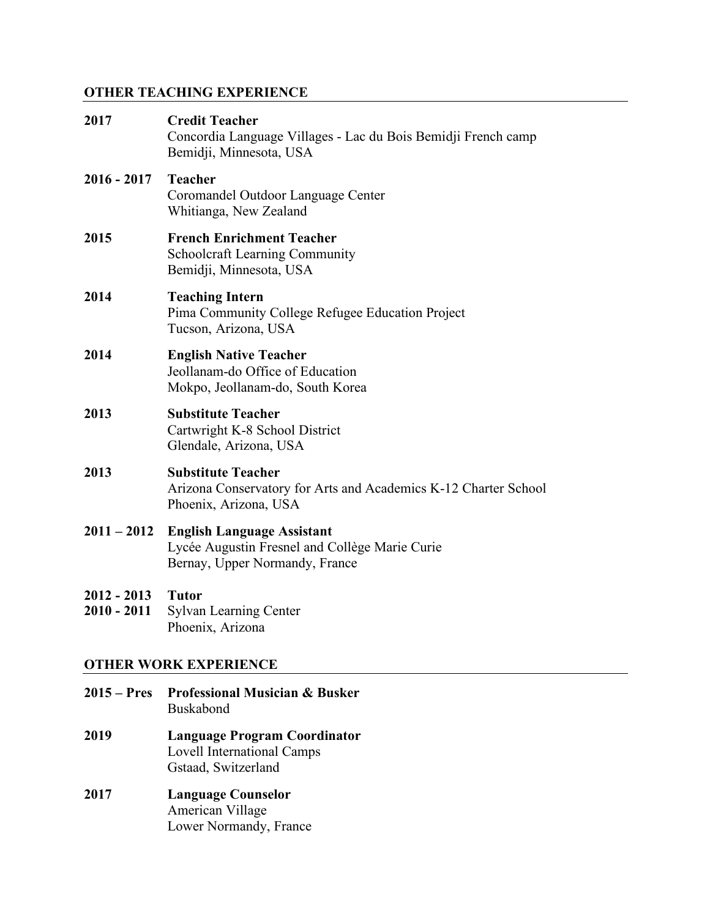## OTHER TEACHING EXPERIENCE

**2017** **Credit Teacher**
Concordia Language Villages - Lac du Bois Bemidji French camp
Bemidji, Minnesota, USA

**2016 - 2017** **Teacher**
Coromandel Outdoor Language Center
Whitianga, New Zealand

**2015** **French Enrichment Teacher**
Schoolcraft Learning Community
Bemidji, Minnesota, USA

**2014** **Teaching Intern**
Pima Community College Refugee Education Project
Tucson, Arizona, USA

**2014** **English Native Teacher**
Jeollanam-do Office of Education
Mokpo, Jeollanam-do, South Korea

**2013** **Substitute Teacher**
Cartwright K-8 School District
Glendale, Arizona, USA

**2013** **Substitute Teacher**
Arizona Conservatory for Arts and Academics K-12 Charter School
Phoenix, Arizona, USA

**2011 – 2012** **English Language Assistant**
Lycée Augustin Fresnel and Collège Marie Curie
Bernay, Upper Normandy, France

**2012 - 2013**
**2010 - 2011** **Tutor**
Sylvan Learning Center
Phoenix, Arizona

## OTHER WORK EXPERIENCE

**2015 – Pres** **Professional Musician & Busker**
Buskabond

**2019** **Language Program Coordinator**
Lovell International Camps
Gstaad, Switzerland

**2017** **Language Counselor**
American Village
Lower Normandy, France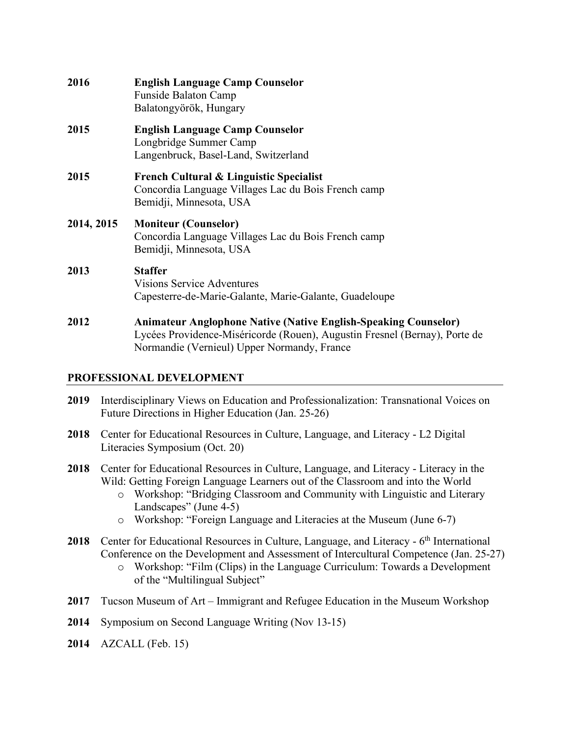**2016** **English Language Camp Counselor**
Funside Balaton Camp
Balatongyörök, Hungary

**2015** **English Language Camp Counselor**
Longbridge Summer Camp
Langenbruck, Basel-Land, Switzerland

**2015** **French Cultural & Linguistic Specialist**
Concordia Language Villages Lac du Bois French camp
Bemidji, Minnesota, USA

**2014, 2015** **Moniteur (Counselor)**
Concordia Language Villages Lac du Bois French camp
Bemidji, Minnesota, USA

**2013** **Staffer**
Visions Service Adventures
Capesterre-de-Marie-Galante, Marie-Galante, Guadeloupe

**2012** **Animateur Anglophone Native (Native English-Speaking Counselor)**
Lycées Providence-Miséricorde (Rouen), Augustin Fresnel (Bernay), Porte de Normandie (Vernieul) Upper Normandy, France

## PROFESSIONAL DEVELOPMENT

**2019** Interdisciplinary Views on Education and Professionalization: Transnational Voices on Future Directions in Higher Education (Jan. 25-26)

**2018** Center for Educational Resources in Culture, Language, and Literacy - L2 Digital Literacies Symposium (Oct. 20)

**2018** Center for Educational Resources in Culture, Language, and Literacy - Literacy in the Wild: Getting Foreign Language Learners out of the Classroom and into the World
- Workshop: "Bridging Classroom and Community with Linguistic and Literary Landscapes" (June 4-5)
- Workshop: "Foreign Language and Literacies at the Museum (June 6-7)

**2018** Center for Educational Resources in Culture, Language, and Literacy - 6th International Conference on the Development and Assessment of Intercultural Competence (Jan. 25-27)
- Workshop: "Film (Clips) in the Language Curriculum: Towards a Development of the "Multilingual Subject"

**2017** Tucson Museum of Art – Immigrant and Refugee Education in the Museum Workshop

**2014** Symposium on Second Language Writing (Nov 13-15)

**2014** AZCALL (Feb. 15)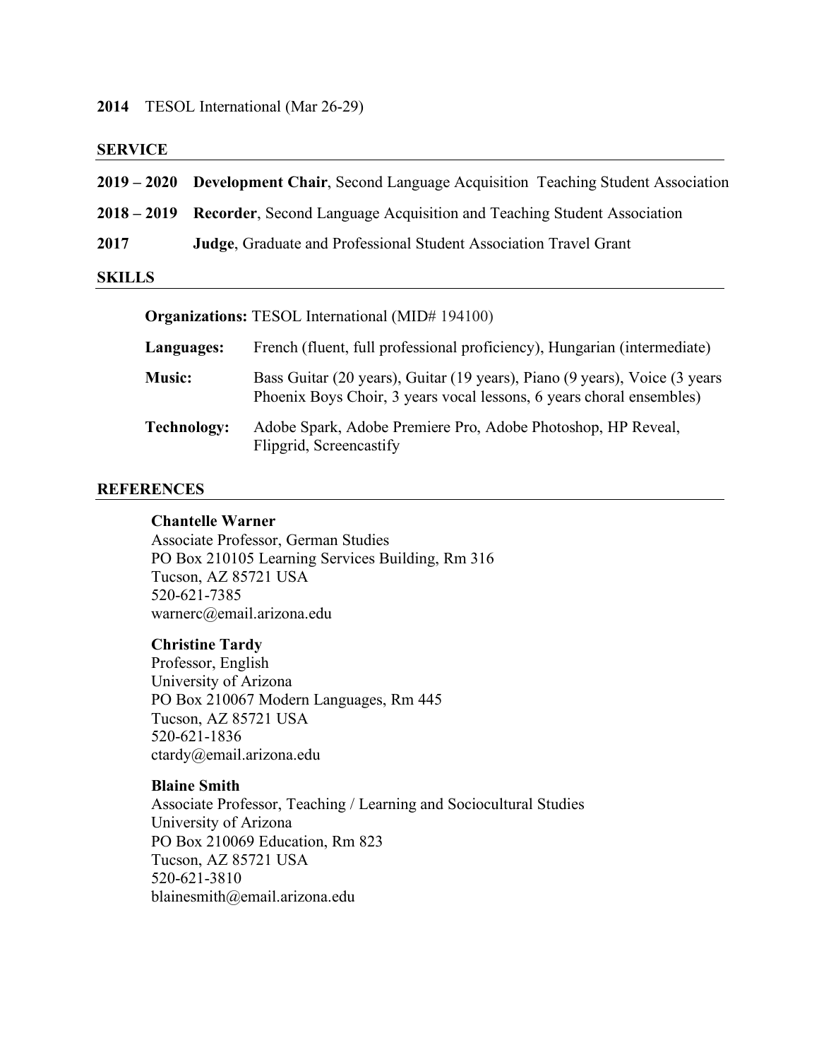**2014** TESOL International (Mar 26-29)

## SERVICE

**2019 – 2020** **Development Chair**, Second Language Acquisition  Teaching Student Association

**2018 – 2019** **Recorder**, Second Language Acquisition and Teaching Student Association

**2017** **Judge**, Graduate and Professional Student Association Travel Grant

## SKILLS

**Organizations:** TESOL International (MID# 194100)

**Languages:** French (fluent, full professional proficiency), Hungarian (intermediate)

**Music:** Bass Guitar (20 years), Guitar (19 years), Piano (9 years), Voice (3 years Phoenix Boys Choir, 3 years vocal lessons, 6 years choral ensembles)

**Technology:** Adobe Spark, Adobe Premiere Pro, Adobe Photoshop, HP Reveal, Flipgrid, Screencastify

## REFERENCES

**Chantelle Warner**
Associate Professor, German Studies
PO Box 210105 Learning Services Building, Rm 316
Tucson, AZ 85721 USA
520-621-7385
warnerc@email.arizona.edu

**Christine Tardy**
Professor, English
University of Arizona
PO Box 210067 Modern Languages, Rm 445
Tucson, AZ 85721 USA
520-621-1836
ctardy@email.arizona.edu

**Blaine Smith**
Associate Professor, Teaching / Learning and Sociocultural Studies
University of Arizona
PO Box 210069 Education, Rm 823
Tucson, AZ 85721 USA
520-621-3810
blainesmith@email.arizona.edu